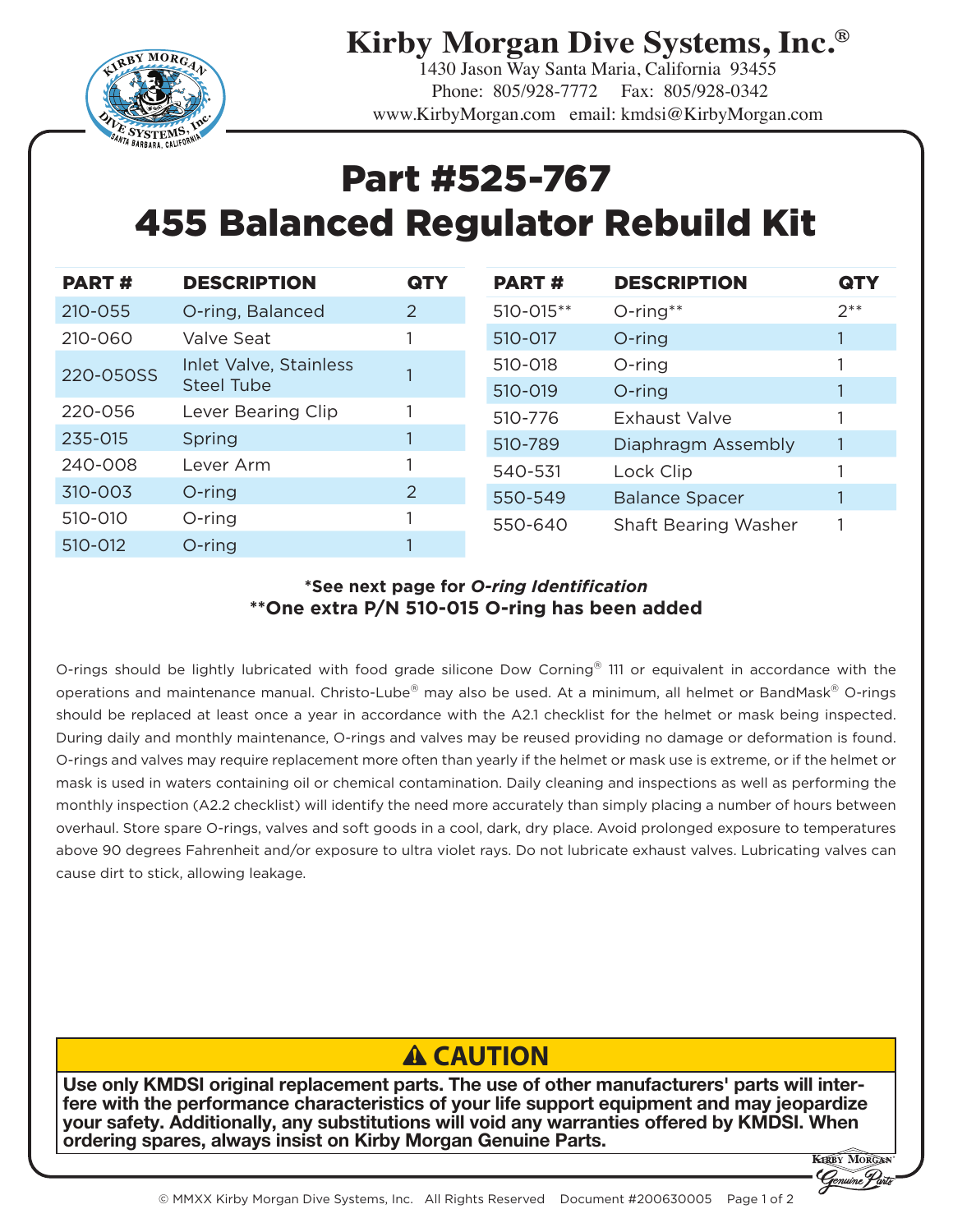# Kirby Morgan Dive Systems, Inc.®

1430 Jason Way Santa Maria, California 93455
Phone: 805/928-7772 Fax: 805/928-0342
www.KirbyMorgan.com email: kmdsi@KirbyMorgan.com

# Part #525-767
# 455 Balanced Regulator Rebuild Kit

| PART # | DESCRIPTION | QTY |
|---|---|---|
| 210-055 | O-ring, Balanced | 2 |
| 210-060 | Valve Seat | 1 |
| 220-050SS | Inlet Valve, Stainless Steel Tube | 1 |
| 220-056 | Lever Bearing Clip | 1 |
| 235-015 | Spring | 1 |
| 240-008 | Lever Arm | 1 |
| 310-003 | O-ring | 2 |
| 510-010 | O-ring | 1 |
| 510-012 | O-ring | 1 |
| 510-015** | O-ring** | 2** |
| 510-017 | O-ring | 1 |
| 510-018 | O-ring | 1 |
| 510-019 | O-ring | 1 |
| 510-776 | Exhaust Valve | 1 |
| 510-789 | Diaphragm Assembly | 1 |
| 540-531 | Lock Clip | 1 |
| 550-549 | Balance Spacer | 1 |
| 550-640 | Shaft Bearing Washer | 1 |

**\*See next page for *O-ring Identification***
**\*\*One extra P/N 510-015 O-ring has been added**

O-rings should be lightly lubricated with food grade silicone Dow Corning® 111 or equivalent in accordance with the operations and maintenance manual. Christo-Lube® may also be used. At a minimum, all helmet or BandMask® O-rings should be replaced at least once a year in accordance with the A2.1 checklist for the helmet or mask being inspected. During daily and monthly maintenance, O-rings and valves may be reused providing no damage or deformation is found. O-rings and valves may require replacement more often than yearly if the helmet or mask use is extreme, or if the helmet or mask is used in waters containing oil or chemical contamination. Daily cleaning and inspections as well as performing the monthly inspection (A2.2 checklist) will identify the need more accurately than simply placing a number of hours between overhaul. Store spare O-rings, valves and soft goods in a cool, dark, dry place. Avoid prolonged exposure to temperatures above 90 degrees Fahrenheit and/or exposure to ultra violet rays. Do not lubricate exhaust valves. Lubricating valves can cause dirt to stick, allowing leakage.

## ⚠ CAUTION

**Use only KMDSI original replacement parts. The use of other manufacturers' parts will interfere with the performance characteristics of your life support equipment and may jeopardize your safety. Additionally, any substitutions will void any warranties offered by KMDSI. When ordering spares, always insist on Kirby Morgan Genuine Parts.**

© MMXX Kirby Morgan Dive Systems, Inc. All Rights Reserved Document #200630005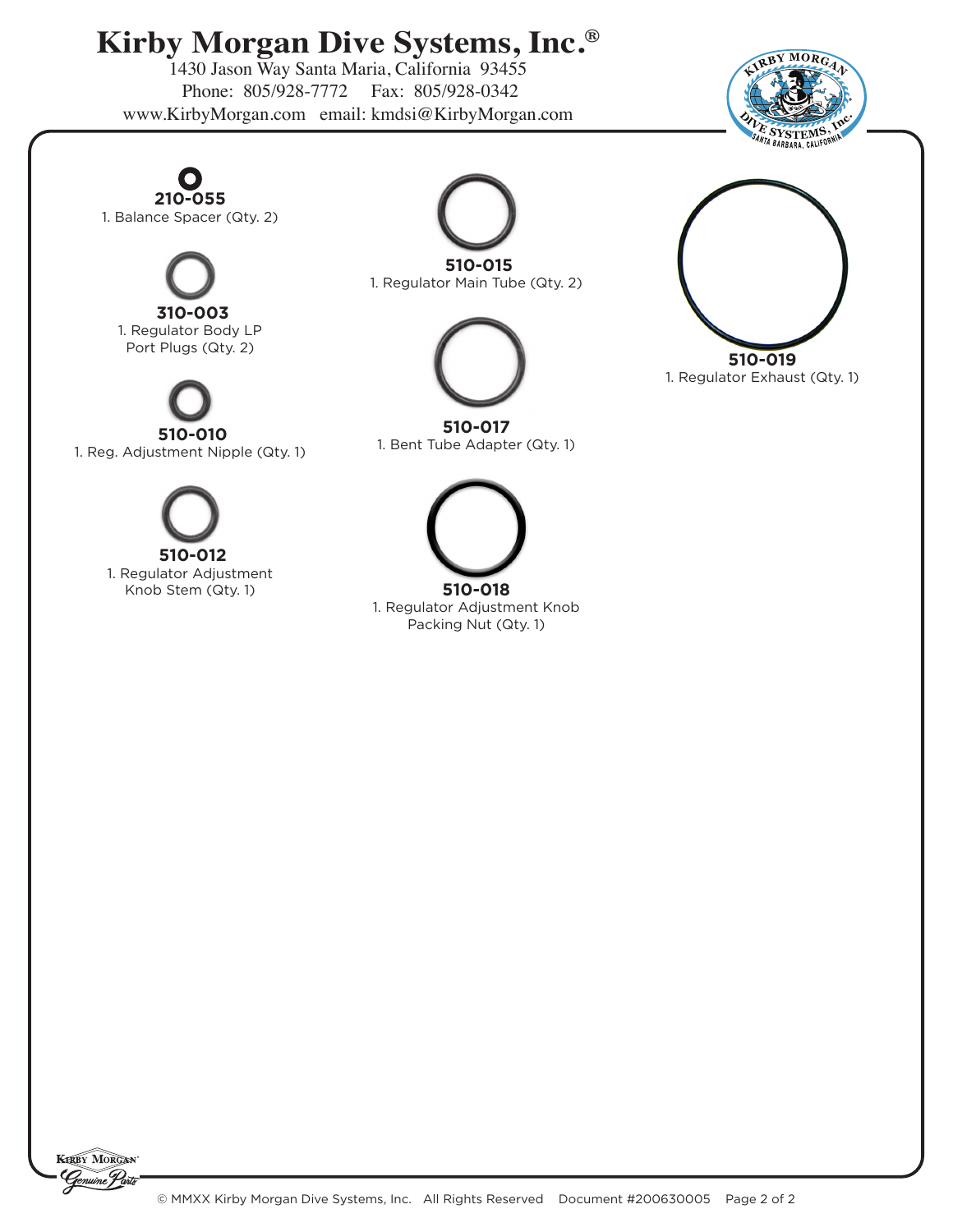# Kirby Morgan Dive Systems, Inc.®

1430 Jason Way Santa Maria, California 93455
Phone: 805/928-7772 Fax: 805/928-0342
www.KirbyMorgan.com email: kmdsi@KirbyMorgan.com

**210-055**
1. Balance Spacer (Qty. 2)

**310-003**
1. Regulator Body LP Port Plugs (Qty. 2)

**510-010**
1. Reg. Adjustment Nipple (Qty. 1)

**510-012**
1. Regulator Adjustment Knob Stem (Qty. 1)

**510-015**
1. Regulator Main Tube (Qty. 2)

**510-017**
1. Bent Tube Adapter (Qty. 1)

**510-018**
1. Regulator Adjustment Knob Packing Nut (Qty. 1)

**510-019**
1. Regulator Exhaust (Qty. 1)

© MMXX Kirby Morgan Dive Systems, Inc. All Rights Reserved Document #200630005